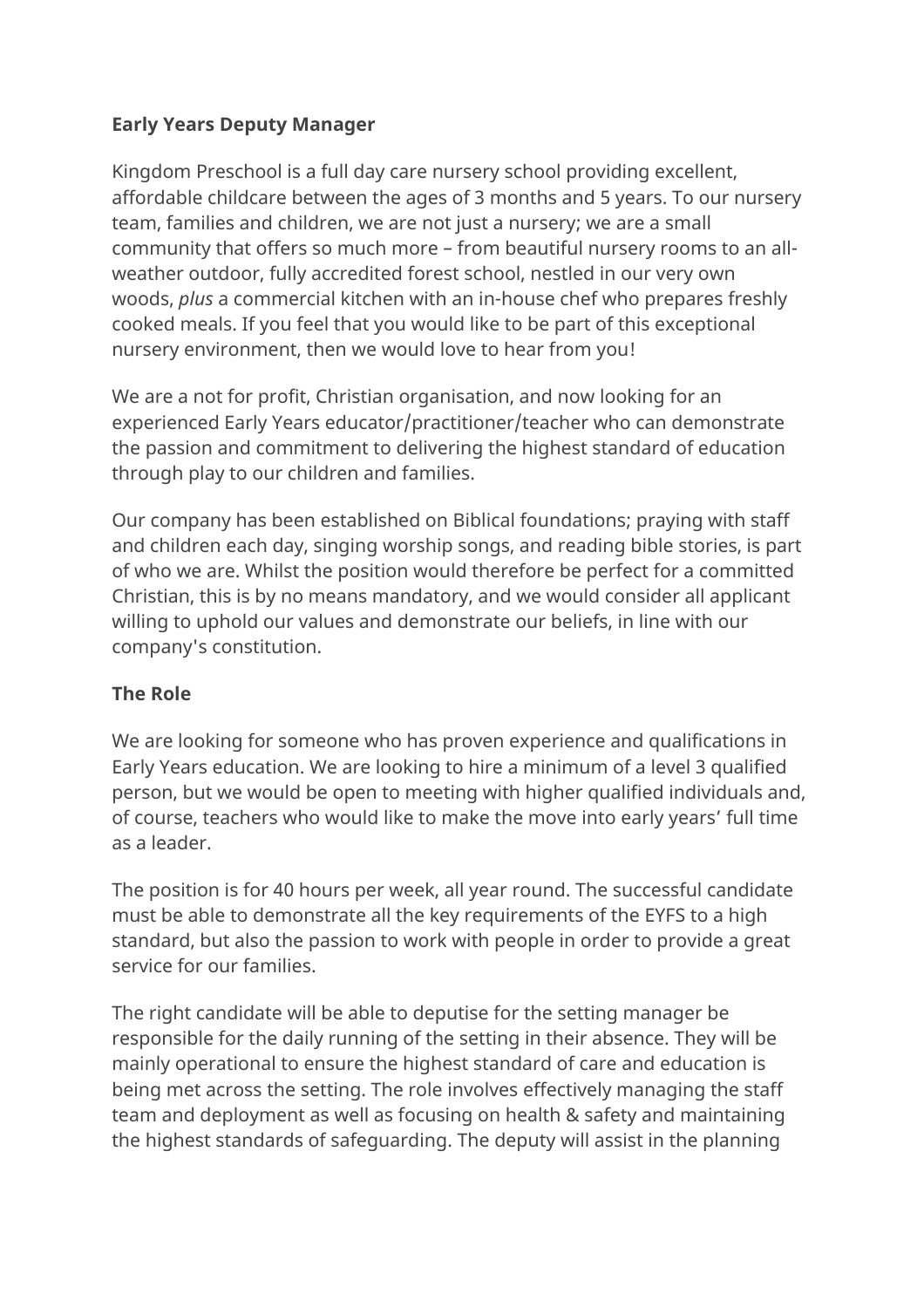**Early Years Deputy Manager**

Kingdom Preschool is a full day care nursery school providing excellent, affordable childcare between the ages of 3 months and 5 years. To our nursery team, families and children, we are not just a nursery; we are a small community that offers so much more – from beautiful nursery rooms to an all-weather outdoor, fully accredited forest school, nestled in our very own woods, *plus* a commercial kitchen with an in-house chef who prepares freshly cooked meals. If you feel that you would like to be part of this exceptional nursery environment, then we would love to hear from you!

We are a not for profit, Christian organisation, and now looking for an experienced Early Years educator/practitioner/teacher who can demonstrate the passion and commitment to delivering the highest standard of education through play to our children and families.

Our company has been established on Biblical foundations; praying with staff and children each day, singing worship songs, and reading bible stories, is part of who we are. Whilst the position would therefore be perfect for a committed Christian, this is by no means mandatory, and we would consider all applicant willing to uphold our values and demonstrate our beliefs, in line with our company's constitution.

**The Role**

We are looking for someone who has proven experience and qualifications in Early Years education. We are looking to hire a minimum of a level 3 qualified person, but we would be open to meeting with higher qualified individuals and, of course, teachers who would like to make the move into early years' full time as a leader.

The position is for 40 hours per week, all year round. The successful candidate must be able to demonstrate all the key requirements of the EYFS to a high standard, but also the passion to work with people in order to provide a great service for our families.

The right candidate will be able to deputise for the setting manager be responsible for the daily running of the setting in their absence. They will be mainly operational to ensure the highest standard of care and education is being met across the setting. The role involves effectively managing the staff team and deployment as well as focusing on health & safety and maintaining the highest standards of safeguarding. The deputy will assist in the planning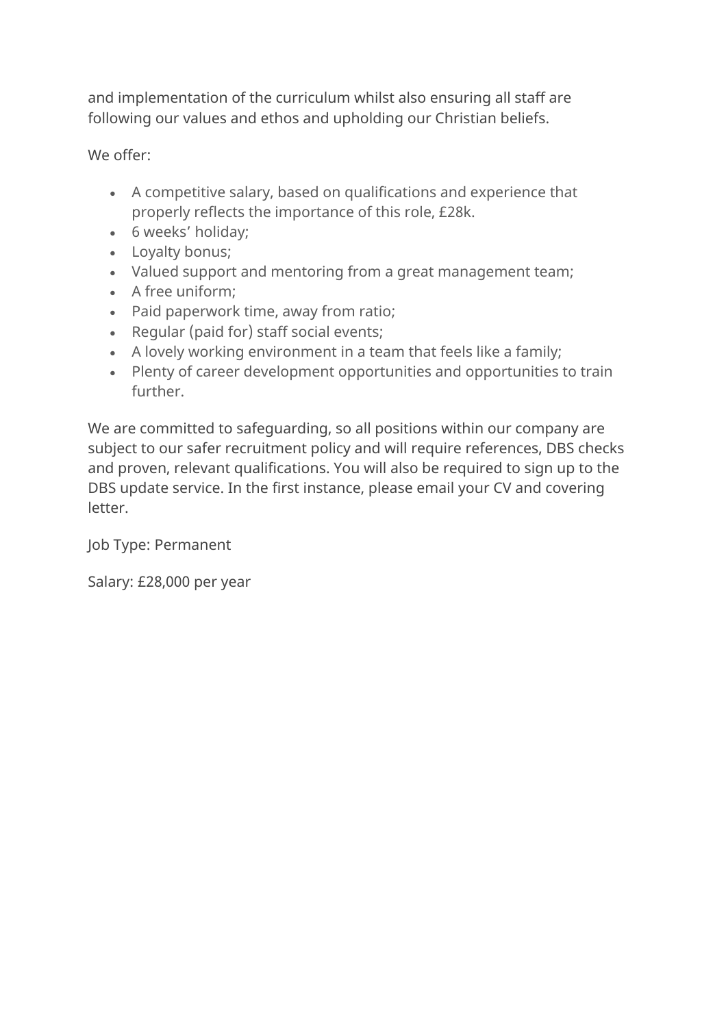and implementation of the curriculum whilst also ensuring all staff are following our values and ethos and upholding our Christian beliefs.

We offer:

- A competitive salary, based on qualifications and experience that properly reflects the importance of this role, £28k.
- 6 weeks' holiday;
- Loyalty bonus;
- Valued support and mentoring from a great management team;
- A free uniform;
- Paid paperwork time, away from ratio;
- Regular (paid for) staff social events;
- A lovely working environment in a team that feels like a family;
- Plenty of career development opportunities and opportunities to train further.

We are committed to safeguarding, so all positions within our company are subject to our safer recruitment policy and will require references, DBS checks and proven, relevant qualifications. You will also be required to sign up to the DBS update service. In the first instance, please email your CV and covering letter.

Job Type: Permanent

Salary: £28,000 per year